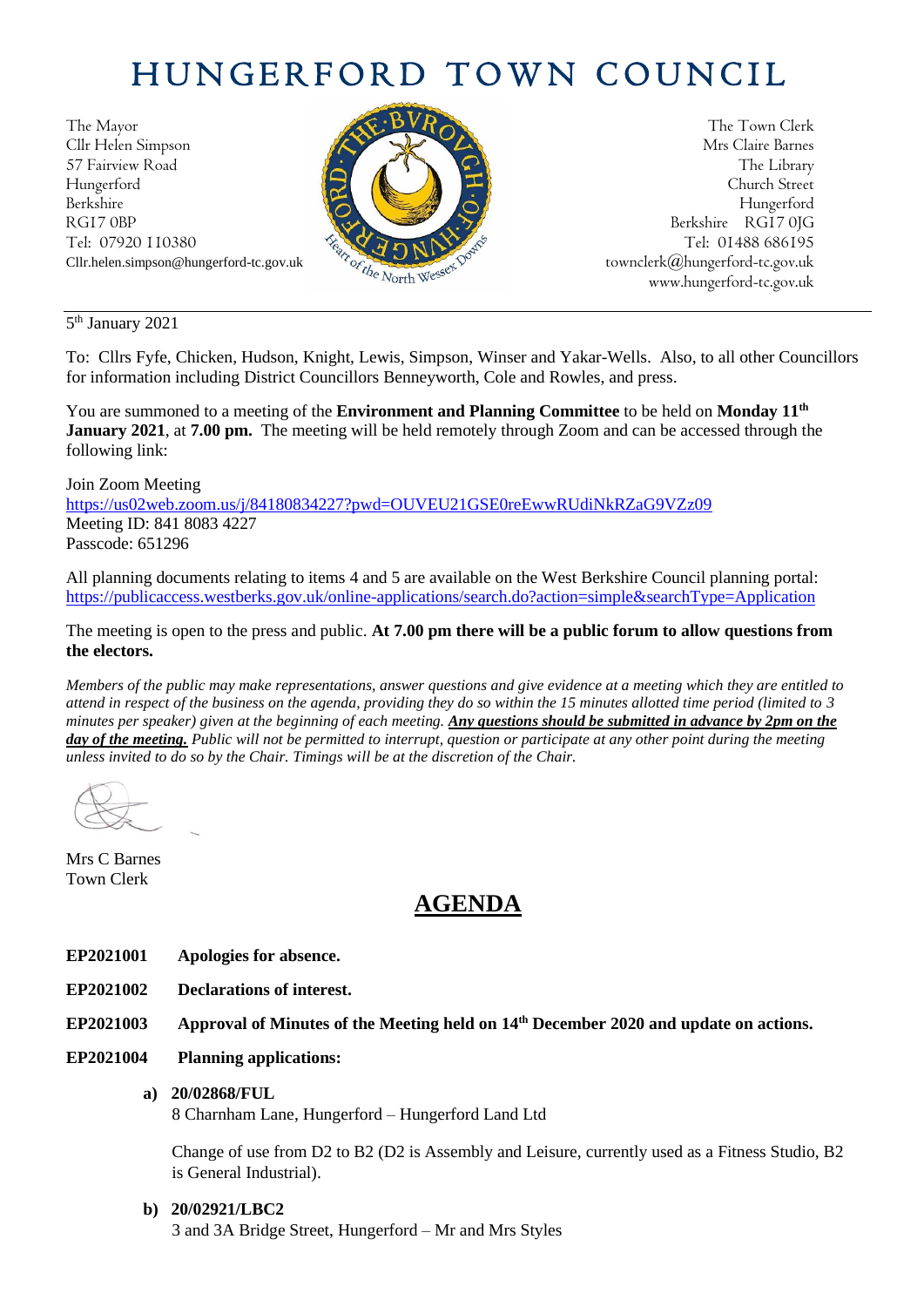# HUNGERFORD TOWN COUNCIL

The Mayor
Cllr Helen Simpson
57 Fairview Road
Hungerford
Berkshire
RG17 0BP
Tel: 07920 110380
Cllr.helen.simpson@hungerford-tc.gov.uk

The Town Clerk
Mrs Claire Barnes
The Library
Church Street
Hungerford
Berkshire RG17 0JG
Tel: 01488 686195
townclerk@hungerford-tc.gov.uk
www.hungerford-tc.gov.uk

5th January 2021

To: Cllrs Fyfe, Chicken, Hudson, Knight, Lewis, Simpson, Winser and Yakar-Wells. Also, to all other Councillors for information including District Councillors Benneyworth, Cole and Rowles, and press.

You are summoned to a meeting of the **Environment and Planning Committee** to be held on **Monday 11th January 2021**, at **7.00 pm.** The meeting will be held remotely through Zoom and can be accessed through the following link:

Join Zoom Meeting
https://us02web.zoom.us/j/84180834227?pwd=OUVEU21GSE0reEwwRUdiNkRZaG9VZz09
Meeting ID: 841 8083 4227
Passcode: 651296

All planning documents relating to items 4 and 5 are available on the West Berkshire Council planning portal: https://publicaccess.westberks.gov.uk/online-applications/search.do?action=simple&searchType=Application

The meeting is open to the press and public. **At 7.00 pm there will be a public forum to allow questions from the electors.**

*Members of the public may make representations, answer questions and give evidence at a meeting which they are entitled to attend in respect of the business on the agenda, providing they do so within the 15 minutes allotted time period (limited to 3 minutes per speaker) given at the beginning of each meeting.* ***Any questions should be submitted in advance by 2pm on the day of the meeting.*** *Public will not be permitted to interrupt, question or participate at any other point during the meeting unless invited to do so by the Chair. Timings will be at the discretion of the Chair.*

Mrs C Barnes
Town Clerk

## AGENDA

**EP2021001 Apologies for absence.**

**EP2021002 Declarations of interest.**

**EP2021003 Approval of Minutes of the Meeting held on 14th December 2020 and update on actions.**

**EP2021004 Planning applications:**

a) **20/02868/FUL**
8 Charnham Lane, Hungerford – Hungerford Land Ltd

Change of use from D2 to B2 (D2 is Assembly and Leisure, currently used as a Fitness Studio, B2 is General Industrial).

b) **20/02921/LBC2**
3 and 3A Bridge Street, Hungerford – Mr and Mrs Styles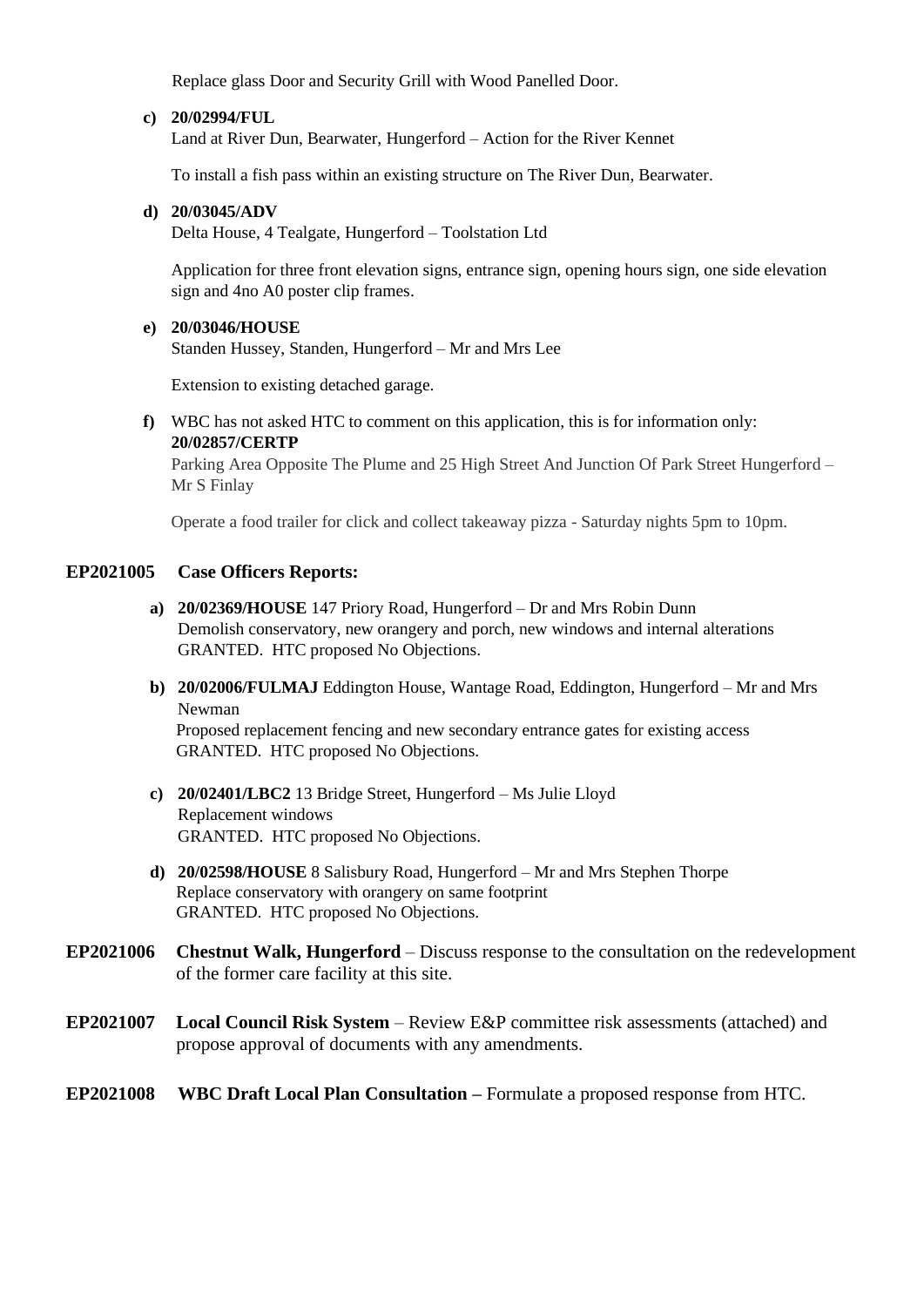Replace glass Door and Security Grill with Wood Panelled Door.

**c) 20/02994/FUL**
Land at River Dun, Bearwater, Hungerford – Action for the River Kennet

To install a fish pass within an existing structure on The River Dun, Bearwater.

**d) 20/03045/ADV**
Delta House, 4 Tealgate, Hungerford – Toolstation Ltd

Application for three front elevation signs, entrance sign, opening hours sign, one side elevation sign and 4no A0 poster clip frames.

**e) 20/03046/HOUSE**
Standen Hussey, Standen, Hungerford – Mr and Mrs Lee

Extension to existing detached garage.

**f)** WBC has not asked HTC to comment on this application, this is for information only:
**20/02857/CERTP**
Parking Area Opposite The Plume and 25 High Street And Junction Of Park Street Hungerford – Mr S Finlay

Operate a food trailer for click and collect takeaway pizza - Saturday nights 5pm to 10pm.

**EP2021005 Case Officers Reports:**

**a) 20/02369/HOUSE** 147 Priory Road, Hungerford – Dr and Mrs Robin Dunn
Demolish conservatory, new orangery and porch, new windows and internal alterations
GRANTED. HTC proposed No Objections.

**b) 20/02006/FULMAJ** Eddington House, Wantage Road, Eddington, Hungerford – Mr and Mrs Newman
Proposed replacement fencing and new secondary entrance gates for existing access
GRANTED. HTC proposed No Objections.

**c) 20/02401/LBC2** 13 Bridge Street, Hungerford – Ms Julie Lloyd
Replacement windows
GRANTED. HTC proposed No Objections.

**d) 20/02598/HOUSE** 8 Salisbury Road, Hungerford – Mr and Mrs Stephen Thorpe
Replace conservatory with orangery on same footprint
GRANTED. HTC proposed No Objections.

**EP2021006 Chestnut Walk, Hungerford** – Discuss response to the consultation on the redevelopment of the former care facility at this site.

**EP2021007 Local Council Risk System** – Review E&P committee risk assessments (attached) and propose approval of documents with any amendments.

**EP2021008 WBC Draft Local Plan Consultation –** Formulate a proposed response from HTC.